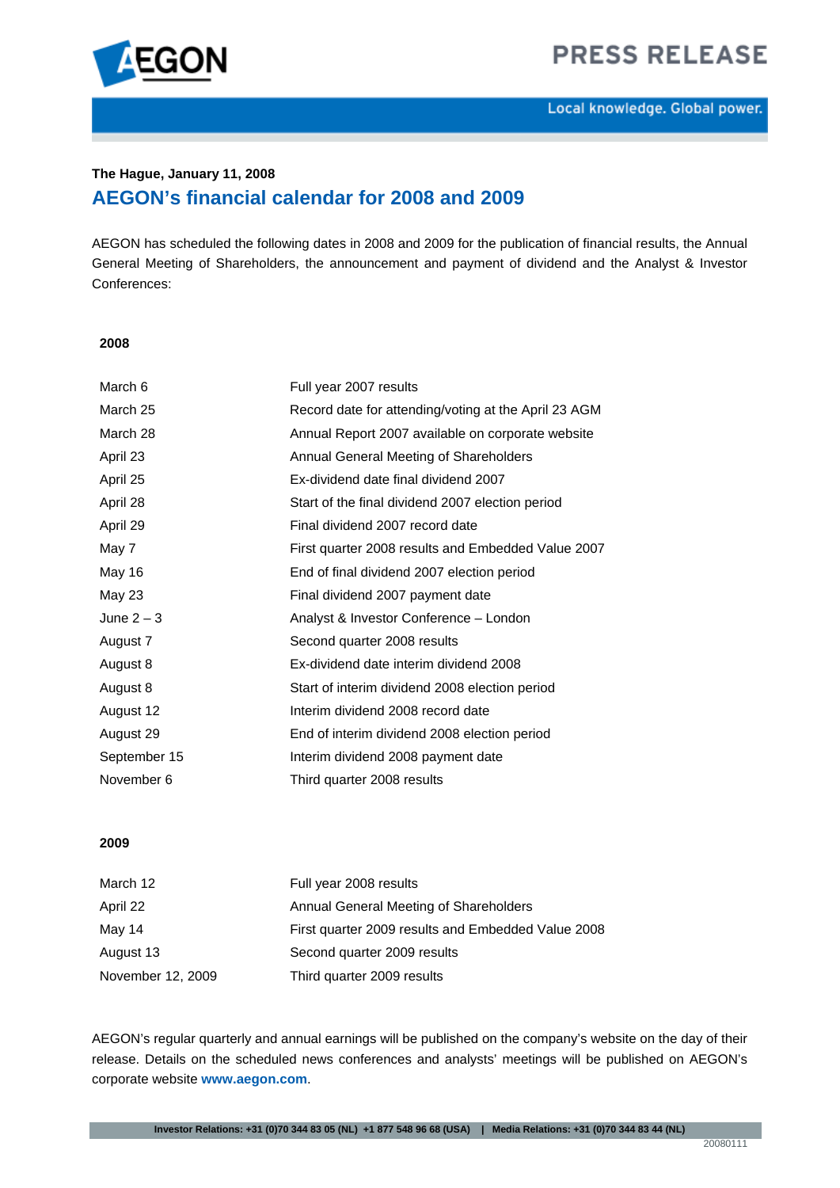**The Hague, January 11, 2008**

# AEGON's financial calendar for 2008 and 2009

AEGON has scheduled the following dates in 2008 and 2009 for the publication of financial results, the Annual General Meeting of Shareholders, the announcement and payment of dividend and the Analyst & Investor Conferences:

**2008**

| | |
|---|---|
| March 6 | Full year 2007 results |
| March 25 | Record date for attending/voting at the April 23 AGM |
| March 28 | Annual Report 2007 available on corporate website |
| April 23 | Annual General Meeting of Shareholders |
| April 25 | Ex-dividend date final dividend 2007 |
| April 28 | Start of the final dividend 2007 election period |
| April 29 | Final dividend 2007 record date |
| May 7 | First quarter 2008 results and Embedded Value 2007 |
| May 16 | End of final dividend 2007 election period |
| May 23 | Final dividend 2007 payment date |
| June 2 – 3 | Analyst & Investor Conference – London |
| August 7 | Second quarter 2008 results |
| August 8 | Ex-dividend date interim dividend 2008 |
| August 8 | Start of interim dividend 2008 election period |
| August 12 | Interim dividend 2008 record date |
| August 29 | End of interim dividend 2008 election period |
| September 15 | Interim dividend 2008 payment date |
| November 6 | Third quarter 2008 results |

**2009**

| | |
|---|---|
| March 12 | Full year 2008 results |
| April 22 | Annual General Meeting of Shareholders |
| May 14 | First quarter 2009 results and Embedded Value 2008 |
| August 13 | Second quarter 2009 results |
| November 12, 2009 | Third quarter 2009 results |

AEGON's regular quarterly and annual earnings will be published on the company's website on the day of their release. Details on the scheduled news conferences and analysts' meetings will be published on AEGON's corporate website **www.aegon.com**.

**Investor Relations: +31 (0)70 344 83 05 (NL) +1 877 548 96 68 (USA) | Media Relations: +31 (0)70 344 83 44 (NL)**

20080111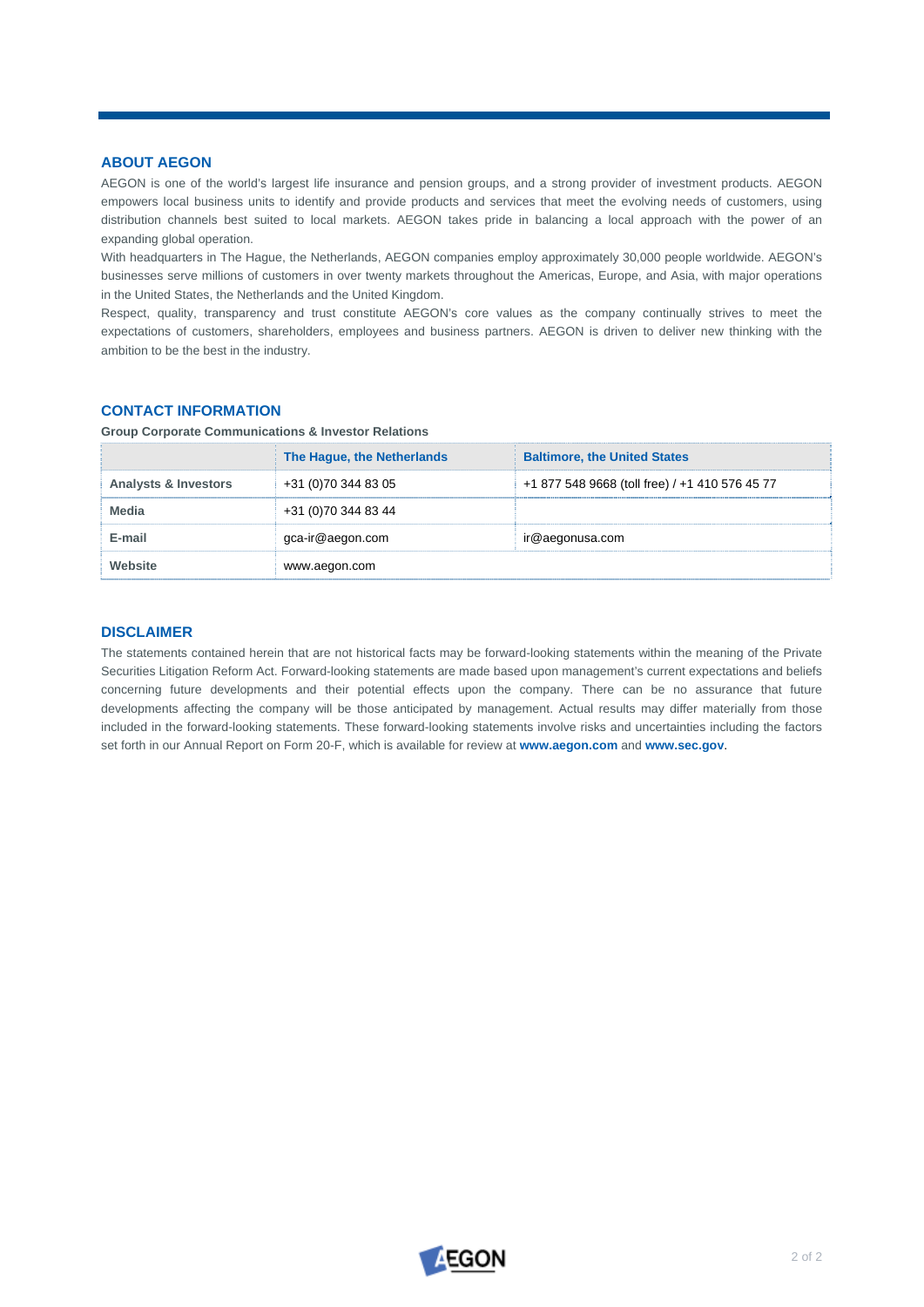## ABOUT AEGON

AEGON is one of the world's largest life insurance and pension groups, and a strong provider of investment products. AEGON empowers local business units to identify and provide products and services that meet the evolving needs of customers, using distribution channels best suited to local markets. AEGON takes pride in balancing a local approach with the power of an expanding global operation.

With headquarters in The Hague, the Netherlands, AEGON companies employ approximately 30,000 people worldwide. AEGON's businesses serve millions of customers in over twenty markets throughout the Americas, Europe, and Asia, with major operations in the United States, the Netherlands and the United Kingdom.

Respect, quality, transparency and trust constitute AEGON's core values as the company continually strives to meet the expectations of customers, shareholders, employees and business partners. AEGON is driven to deliver new thinking with the ambition to be the best in the industry.

## CONTACT INFORMATION

**Group Corporate Communications & Investor Relations**

| | The Hague, the Netherlands | Baltimore, the United States |
|---|---|---|
| **Analysts & Investors** | +31 (0)70 344 83 05 | +1 877 548 9668 (toll free) / +1 410 576 45 77 |
| **Media** | +31 (0)70 344 83 44 | |
| **E-mail** | gca-ir@aegon.com | ir@aegonusa.com |
| **Website** | www.aegon.com | |

## DISCLAIMER

The statements contained herein that are not historical facts may be forward-looking statements within the meaning of the Private Securities Litigation Reform Act. Forward-looking statements are made based upon management's current expectations and beliefs concerning future developments and their potential effects upon the company. There can be no assurance that future developments affecting the company will be those anticipated by management. Actual results may differ materially from those included in the forward-looking statements. These forward-looking statements involve risks and uncertainties including the factors set forth in our Annual Report on Form 20-F, which is available for review at **www.aegon.com** and **www.sec.gov**.